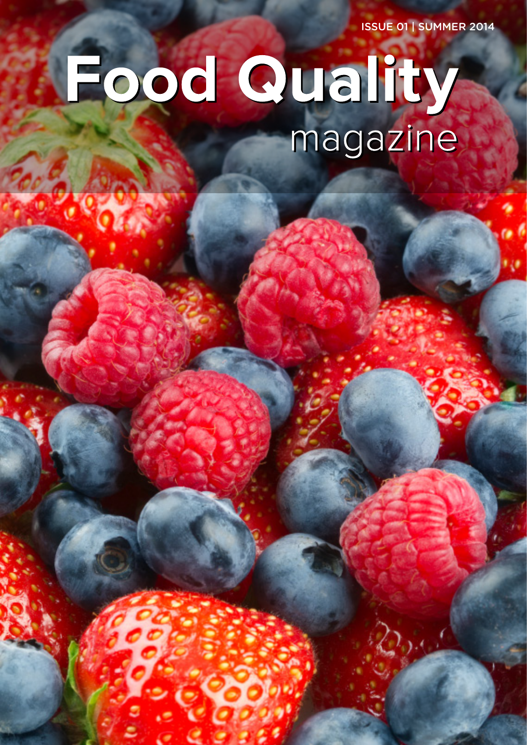ISSUE 01 | SUMMER 2014

# Food Quality

magazine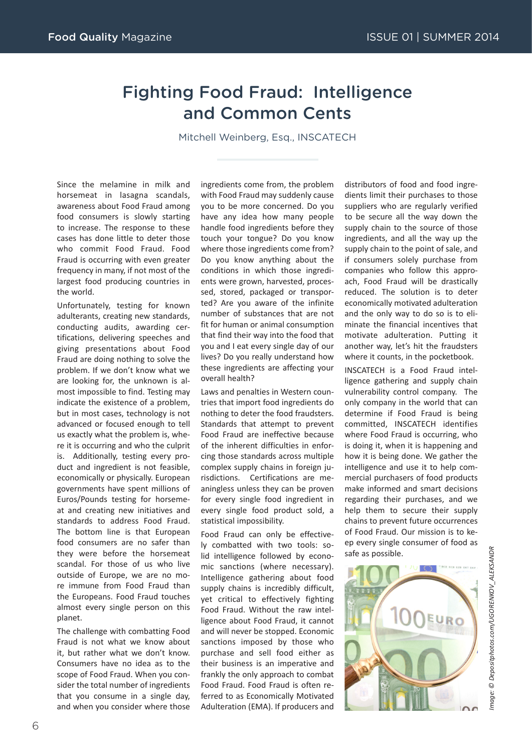# Fighting Food Fraud: Intelligence and Common Cents

Mitchell Weinberg, Esq., INSCATECH

Since the melamine in milk and horsemeat in lasagna scandals, awareness about Food Fraud among food consumers is slowly starting to increase. The response to these cases has done little to deter those who commit Food Fraud. Food Fraud is occurring with even greater frequency in many, if not most of the largest food producing countries in the world.

Unfortunately, testing for known adulterants, creating new standards, conducting audits, awarding certifications, delivering speeches and giving presentations about Food Fraud are doing nothing to solve the problem. If we don't know what we are looking for, the unknown is almost impossible to find. Testing may indicate the existence of a problem, but in most cases, technology is not advanced or focused enough to tell us exactly what the problem is, where it is occurring and who the culprit is. Additionally, testing every product and ingredient is not feasible, economically or physically. European governments have spent millions of Euros/Pounds testing for horsemeat and creating new initiatives and standards to address Food Fraud. The bottom line is that European food consumers are no safer than they were before the horsemeat scandal. For those of us who live outside of Europe, we are no more immune from Food Fraud than the Europeans. Food Fraud touches almost every single person on this planet.

The challenge with combatting Food Fraud is not what we know about it, but rather what we don't know. Consumers have no idea as to the scope of Food Fraud. When you consider the total number of ingredients that you consume in a single day, and when you consider where those ingredients come from, the problem with Food Fraud may suddenly cause you to be more concerned. Do you have any idea how many people handle food ingredients before they touch your tongue? Do you know where those ingredients come from? Do you know anything about the conditions in which those ingredients were grown, harvested, processed, stored, packaged or transported? Are you aware of the infinite number of substances that are not fit for human or animal consumption that find their way into the food that you and I eat every single day of our lives? Do you really understand how these ingredients are affecting your overall health?

Laws and penalties in Western countries that import food ingredients do nothing to deter the food fraudsters. Standards that attempt to prevent Food Fraud are ineffective because of the inherent difficulties in enforcing those standards across multiple complex supply chains in foreign jurisdictions. Certifications are meaningless unless they can be proven for every single food ingredient in every single food product sold, a statistical impossibility.

Food Fraud can only be effectively combatted with two tools: solid intelligence followed by economic sanctions (where necessary). Intelligence gathering about food supply chains is incredibly difficult, yet critical to effectively fighting Food Fraud. Without the raw intelligence about Food Fraud, it cannot and will never be stopped. Economic sanctions imposed by those who purchase and sell food either as their business is an imperative and frankly the only approach to combat Food Fraud. Food Fraud is often referred to as Economically Motivated Adulteration (EMA). If producers and distributors of food and food ingredients limit their purchases to those suppliers who are regularly verified to be secure all the way down the supply chain to the source of those ingredients, and all the way up the supply chain to the point of sale, and if consumers solely purchase from companies who follow this approach, Food Fraud will be drastically reduced. The solution is to deter economically motivated adulteration and the only way to do so is to eliminate the financial incentives that motivate adulteration. Putting it another way, let's hit the fraudsters where it counts, in the pocketbook.

INSCATECH is a Food Fraud intelligence gathering and supply chain vulnerability control company. The only company in the world that can determine if Food Fraud is being committed, INSCATECH identifies where Food Fraud is occurring, who is doing it, when it is happening and how it is being done. We gather the intelligence and use it to help commercial purchasers of food products make informed and smart decisions regarding their purchases, and we help them to secure their supply chains to prevent future occurrences of Food Fraud. Our mission is to keep every single consumer of food as safe as possible.

Image: © Depositphotos.com/UGORENKOV_ALEKSANDR